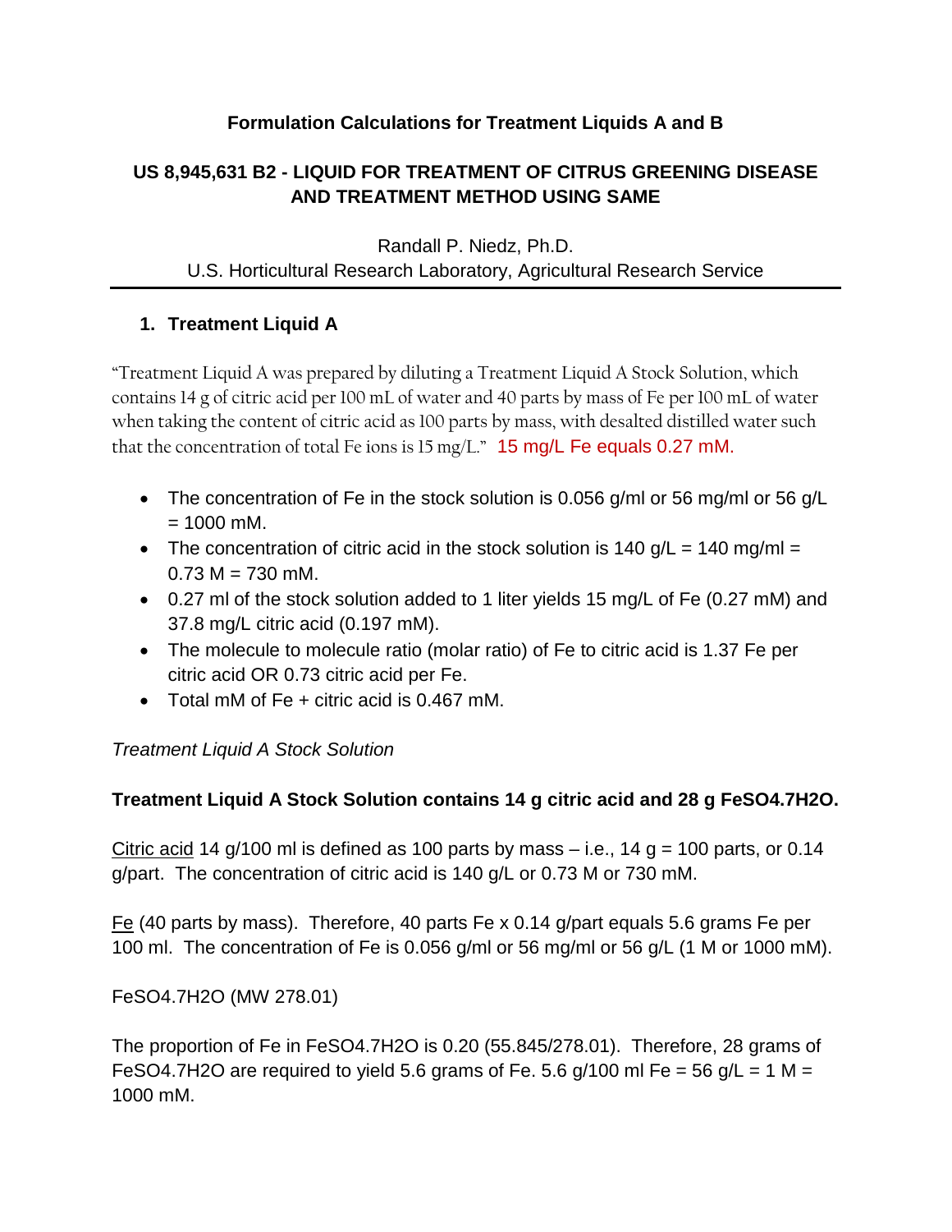**Formulation Calculations for Treatment Liquids A and B**

**US 8,945,631 B2 - LIQUID FOR TREATMENT OF CITRUS GREENING DISEASE AND TREATMENT METHOD USING SAME**

Randall P. Niedz, Ph.D.
U.S. Horticultural Research Laboratory, Agricultural Research Service

---

## 1. Treatment Liquid A

"Treatment Liquid A was prepared by diluting a Treatment Liquid A Stock Solution, which contains 14 g of citric acid per 100 mL of water and 40 parts by mass of Fe per 100 mL of water when taking the content of citric acid as 100 parts by mass, with desalted distilled water such that the concentration of total Fe ions is 15 mg/L." 15 mg/L Fe equals 0.27 mM.

- The concentration of Fe in the stock solution is 0.056 g/ml or 56 mg/ml or 56 g/L = 1000 mM.
- The concentration of citric acid in the stock solution is 140 g/L = 140 mg/ml = 0.73 M = 730 mM.
- 0.27 ml of the stock solution added to 1 liter yields 15 mg/L of Fe (0.27 mM) and 37.8 mg/L citric acid (0.197 mM).
- The molecule to molecule ratio (molar ratio) of Fe to citric acid is 1.37 Fe per citric acid OR 0.73 citric acid per Fe.
- Total mM of Fe + citric acid is 0.467 mM.

*Treatment Liquid A Stock Solution*

**Treatment Liquid A Stock Solution contains 14 g citric acid and 28 g $FeSO_4 \cdot 7H_2O$.**

Citric acid 14 g/100 ml is defined as 100 parts by mass – i.e., 14 g = 100 parts, or 0.14 g/part. The concentration of citric acid is 140 g/L or 0.73 M or 730 mM.

Fe (40 parts by mass). Therefore, 40 parts Fe x 0.14 g/part equals 5.6 grams Fe per 100 ml. The concentration of Fe is 0.056 g/ml or 56 mg/ml or 56 g/L (1 M or 1000 mM).

$FeSO_4 \cdot 7H_2O$ (MW 278.01)

The proportion of Fe in $FeSO_4 \cdot 7H_2O$ is 0.20 (55.845/278.01). Therefore, 28 grams of $FeSO_4 \cdot 7H_2O$ are required to yield 5.6 grams of Fe. 5.6 g/100 ml Fe = 56 g/L = 1 M = 1000 mM.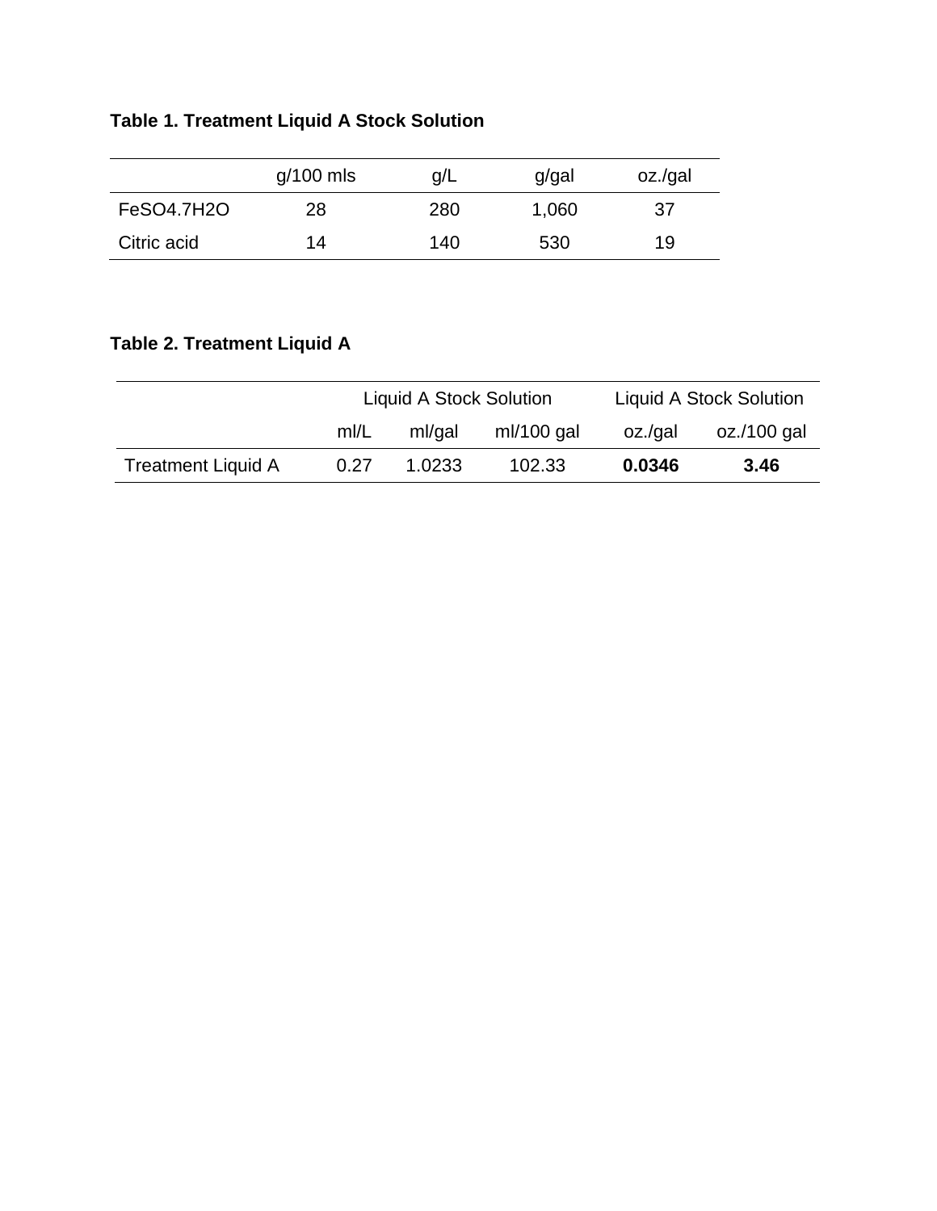**Table 1. Treatment Liquid A Stock Solution**

| | g/100 mls | g/L | g/gal | oz./gal |
|---|---|---|---|---|
| FeSO4.7H2O | 28 | 280 | 1,060 | 37 |
| Citric acid | 14 | 140 | 530 | 19 |

**Table 2. Treatment Liquid A**

| | Liquid A Stock Solution | | | Liquid A Stock Solution | |
|---|---|---|---|---|---|
| | ml/L | ml/gal | ml/100 gal | oz./gal | oz./100 gal |
| Treatment Liquid A | 0.27 | 1.0233 | 102.33 | **0.0346** | **3.46** |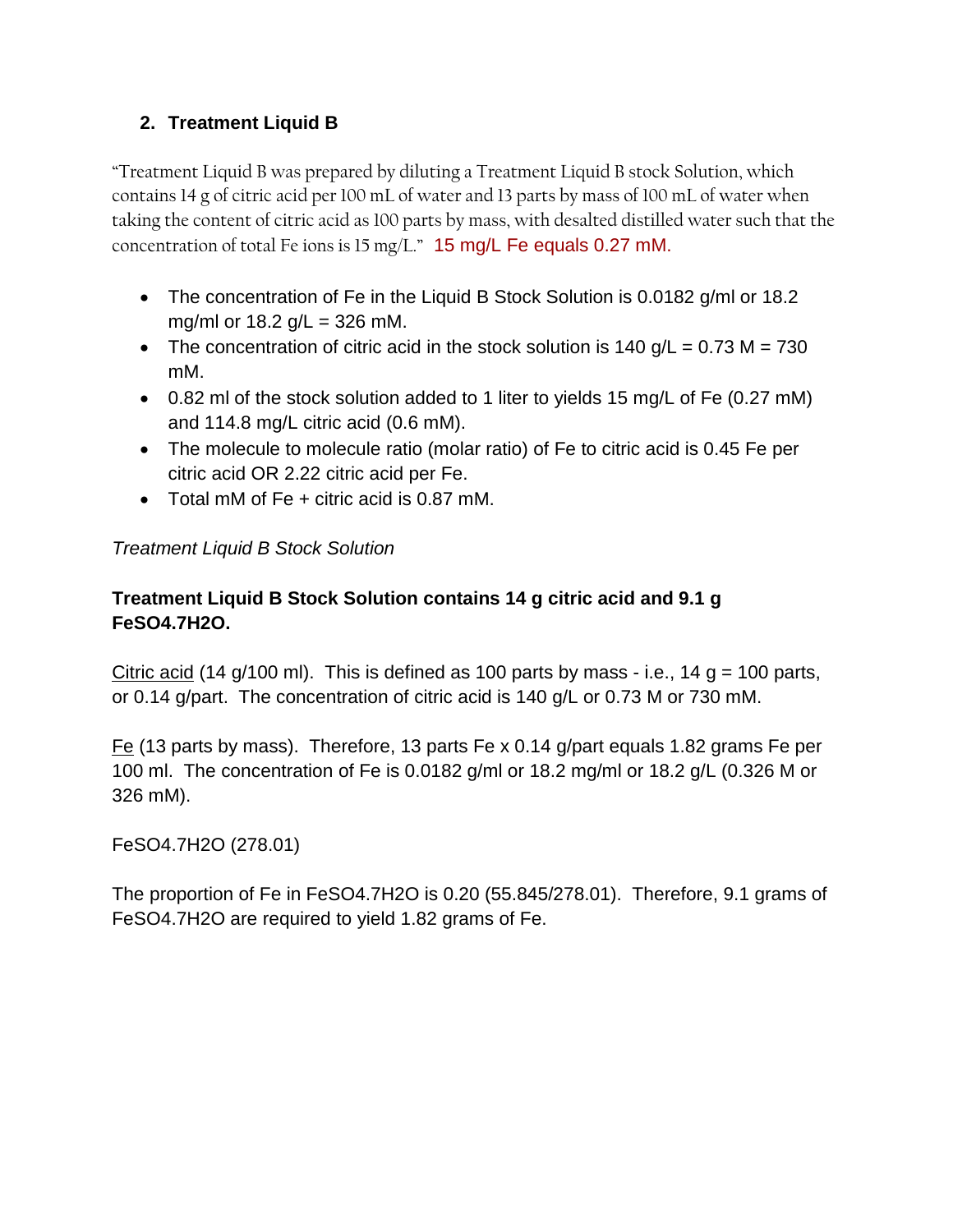## 2. Treatment Liquid B

"Treatment Liquid B was prepared by diluting a Treatment Liquid B stock Solution, which contains 14 g of citric acid per 100 mL of water and 13 parts by mass of 100 mL of water when taking the content of citric acid as 100 parts by mass, with desalted distilled water such that the concentration of total Fe ions is 15 mg/L." 15 mg/L Fe equals 0.27 mM.

- The concentration of Fe in the Liquid B Stock Solution is 0.0182 g/ml or 18.2 mg/ml or 18.2 g/L = 326 mM.
- The concentration of citric acid in the stock solution is 140 g/L = 0.73 M = 730 mM.
- 0.82 ml of the stock solution added to 1 liter to yields 15 mg/L of Fe (0.27 mM) and 114.8 mg/L citric acid (0.6 mM).
- The molecule to molecule ratio (molar ratio) of Fe to citric acid is 0.45 Fe per citric acid OR 2.22 citric acid per Fe.
- Total mM of Fe + citric acid is 0.87 mM.

*Treatment Liquid B Stock Solution*

**Treatment Liquid B Stock Solution contains 14 g citric acid and 9.1 g $FeSO_4 \cdot 7H_2O$.**

Citric acid (14 g/100 ml). This is defined as 100 parts by mass - i.e., 14 g = 100 parts, or 0.14 g/part. The concentration of citric acid is 140 g/L or 0.73 M or 730 mM.

Fe (13 parts by mass). Therefore, 13 parts Fe x 0.14 g/part equals 1.82 grams Fe per 100 ml. The concentration of Fe is 0.0182 g/ml or 18.2 mg/ml or 18.2 g/L (0.326 M or 326 mM).

$FeSO_4 \cdot 7H_2O$ (278.01)

The proportion of Fe in $FeSO_4 \cdot 7H_2O$ is 0.20 (55.845/278.01). Therefore, 9.1 grams of $FeSO_4 \cdot 7H_2O$ are required to yield 1.82 grams of Fe.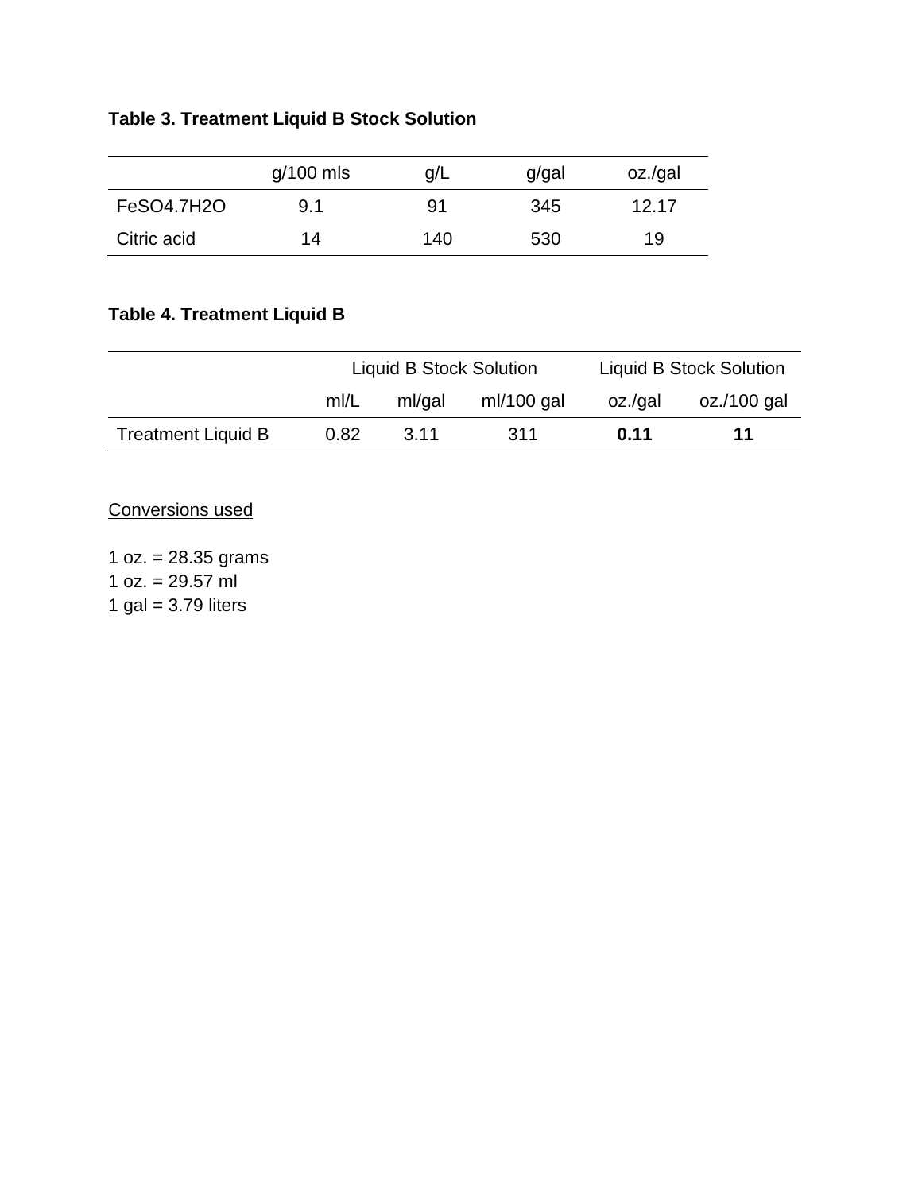**Table 3. Treatment Liquid B Stock Solution**

| | g/100 mls | g/L | g/gal | oz./gal |
|---|---|---|---|---|
| $FeSO_4.7H_2O$ | 9.1 | 91 | 345 | 12.17 |
| Citric acid | 14 | 140 | 530 | 19 |

**Table 4. Treatment Liquid B**

| | Liquid B Stock Solution | | | Liquid B Stock Solution | |
|---|---|---|---|---|---|
| | ml/L | ml/gal | ml/100 gal | oz./gal | oz./100 gal |
| Treatment Liquid B | 0.82 | 3.11 | 311 | **0.11** | **11** |

<u>Conversions used</u>

1 oz. = 28.35 grams
1 oz. = 29.57 ml
1 gal = 3.79 liters